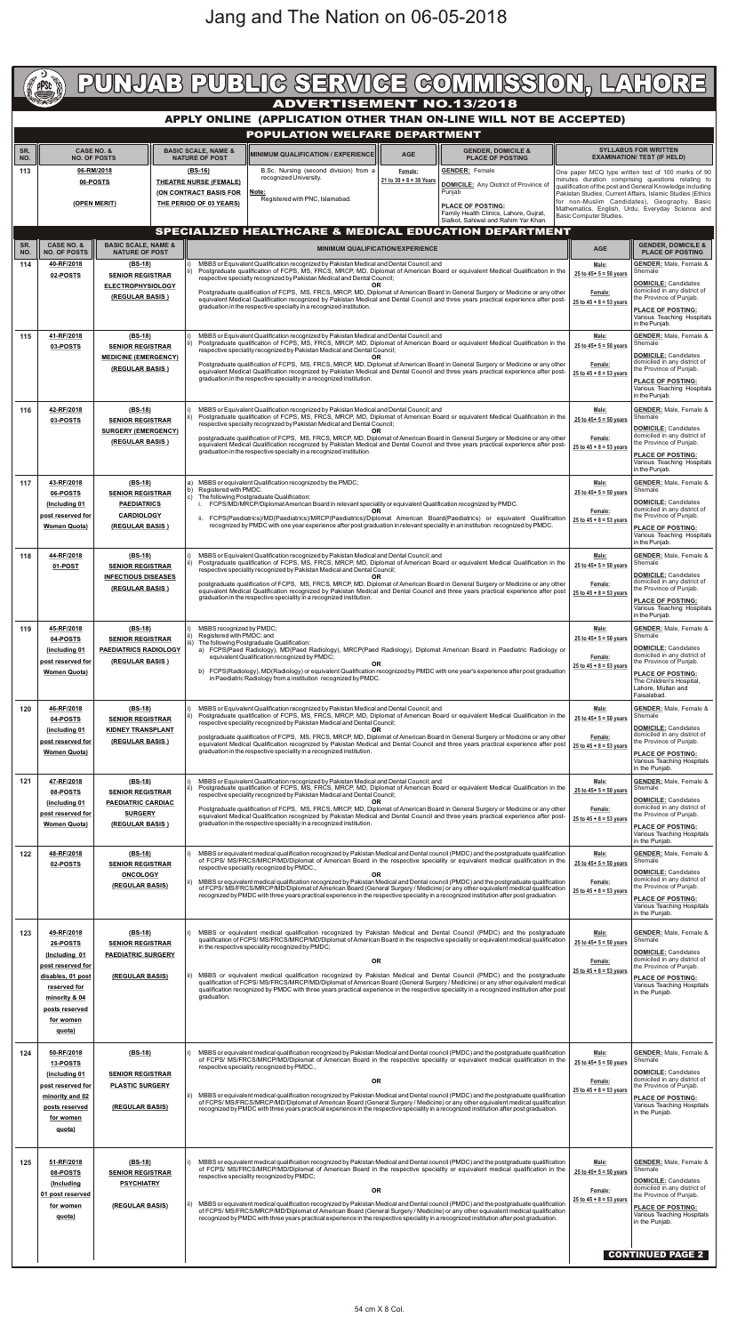Jang and The Nation on 06-05-2018

# PUNJAB PUBLIC SERVICE COMMISSION, LAHORE

## ADVERTISEMENT NO.13/2018

### APPLY ONLINE (APPLICATION OTHER THAN ON-LINE WILL NOT BE ACCEPTED)

### POPULATION WELFARE DEPARTMENT

| SR. NO. | CASE NO. & NO. OF POSTS | BASIC SCALE, NAME & NATURE OF POST | MINIMUM QUALIFICATION / EXPERIENCE | AGE | GENDER, DOMICILE & PLACE OF POSTING | SYLLABUS FOR WRITTEN EXAMINATION/ TEST (IF HELD) |
|---|---|---|---|---|---|---|
| 113 | 06-RM/2018<br>06-POSTS<br>(OPEN MERIT) | (BS-16)<br>THEATRE NURSE (FEMALE)<br>(ON CONTRACT BASIS FOR THE PERIOD OF 03 YEARS) | B.Sc. Nursing (second division) from a recognized University.<br>Note:<br>Registered with PNC, Islamabad. | Female:<br>21 to 30 + 8 = 38 Years | GENDER: Female<br>DOMICILE: Any District of Province of Punjab<br>PLACE OF POSTING:<br>Family Health Clinics, Lahore, Gujrat, Sialkot, Sahiwal and Rahim Yar Khan. | One paper MCQ type written test of 100 marks of 90 minutes duration comprising questions relating to qualification of the post and General Knowledge including Pakistan Studies, Current Affairs, Islamic Studies (Ethics for non-Muslim Candidates), Geography, Basic Mathematics, English, Urdu, Everyday Science and Basic Computer Studies. |

### SPECIALIZED HEALTHCARE & MEDICAL EDUCATION DEPARTMENT

| SR. NO. | CASE NO. & NO. OF POSTS | BASIC SCALE, NAME & NATURE OF POST | MINIMUM QUALIFICATION/EXPERIENCE | AGE | GENDER, DOMICILE & PLACE OF POSTING |
|---|---|---|---|---|---|
| 114 | 40-RF/2018<br>02-POSTS | (BS-18)<br>SENIOR REGISTRAR<br>ELECTROPHYSIOLOGY<br>(REGULAR BASIS) | i) MBBS or Equivalent Qualification recognized by Pakistan Medical and Dental Council; and<br>ii) Postgraduate qualification of FCPS, MS, FRCS, MRCP, MD, Diplomat of American Board or equivalent Medical Qualification in the respective speciality recognized by Pakistan Medical and Dental Council;<br>OR<br>Postgraduate qualification of FCPS, MS, FRCS, MRCP, MD, Diplomat of American Board in General Surgery or Medicine or any other equivalent Medical Qualification recognized by Pakistan Medical and Dental Council and three years practical experience after post-graduation in the respective specialty in a recognized institution. | Male:<br>25 to 45+ 5 = 50 years<br>Female:<br>25 to 45 + 8 = 53 years | GENDER: Male, Female & Shemale<br>DOMICILE: Candidates domiciled in any district of the Province of Punjab.<br>PLACE OF POSTING: Various Teaching Hospitals in the Punjab. |
| 115 | 41-RF/2018<br>03-POSTS | (BS-18)<br>SENIOR REGISTRAR<br>MEDICINE (EMERGENCY)<br>(REGULAR BASIS) | i) MBBS or Equivalent Qualification recognized by Pakistan Medical and Dental Council; and<br>ii) Postgraduate qualification of FCPS, MS, FRCS, MRCP, MD, Diplomat of American Board or equivalent Medical Qualification in the respective speciality recognized by Pakistan Medical and Dental Council;<br>OR<br>Postgraduate qualification of FCPS, MS, FRCS, MRCP, MD, Diplomat of American Board in General Surgery or Medicine or any other equivalent Medical Qualification recognized by Pakistan Medical and Dental Council and three years practical experience after post-graduation in the respective speciality in a recognized institution. | Male:<br>25 to 45+ 5 = 50 years<br>Female:<br>25 to 45 + 8 = 53 years | GENDER: Male, Female & Shemale<br>DOMICILE: Candidates domiciled in any district of the Province of Punjab.<br>PLACE OF POSTING: Various Teaching Hospitals in the Punjab. |
| 116 | 42-RF/2018<br>03-POSTS | (BS-18)<br>SENIOR REGISTRAR<br>SURGERY (EMERGENCY)<br>(REGULAR BASIS) | i) MBBS or Equivalent Qualification recognized by Pakistan Medical and Dental Council; and<br>ii) Postgraduate qualification of FCPS, MS, FRCS, MRCP, MD, Diplomat of American Board or equivalent Medical Qualification in the respective speciality recognized by Pakistan Medical and Dental Council;<br>OR<br>postgraduate qualification of FCPS, MS, FRCS, MRCP, MD, Diplomat of American Board in General Surgery or Medicine or any other equivalent Medical Qualification recognized by Pakistan Medical and Dental Council and three years practical experience after post-graduation in the respective specialty in a recognized institution. | Male:<br>25 to 45+ 5 = 50 years<br>Female:<br>25 to 45 + 8 = 53 years | GENDER: Male, Female & Shemale<br>DOMICILE: Candidates domiciled in any district of the Province of Punjab.<br>PLACE OF POSTING: Various Teaching Hospitals in the Punjab. |
| 117 | 43-RF/2018<br>06-POSTS<br>(Including 01 post reserved for Women Quota) | (BS-18)<br>SENIOR REGISTRAR<br>PAEDIATRICS CARDIOLOGY<br>(REGULAR BASIS) | a) MBBS or equivalent qualification recognized by the PMDC;<br>b) Registered with PMDC.<br>c) The following Postgraduate Qualification:<br>i. FCPS/MD/MRCP/Diplomat American Board in relevant speciality or equivalent Qualification recognized by PMDC.<br>OR<br>ii. FCPS(Paediatrics)/MD(Paediatrics)/MRCP(Paediatrics)/Diplomat American Board(Paediatrics) or equivalent Qualification recognized by PMDC with one year experience after post graduation in relevant speciality in an institution recognized by PMDC. | Male:<br>25 to 45+ 5 = 50 years<br>Female:<br>25 to 45 + 8 = 53 years | GENDER: Male, Female & Shemale<br>DOMICILE: Candidates domiciled in any district of the Province of Punjab.<br>PLACE OF POSTING: Various Teaching Hospitals in the Punjab. |
| 118 | 44-RF/2018<br>01-POST | (BS-18)<br>SENIOR REGISTRAR<br>INFECTIOUS DISEASES<br>(REGULAR BASIS) | i) MBBS or Equivalent Qualification recognized by Pakistan Medical and Dental Council; and<br>ii) Postgraduate qualification of FCPS, MS, FRCS, MRCP, MD, Diplomat of American Board or equivalent Medical Qualification in the respective speciality recognized by Pakistan Medical and Dental Council;<br>OR<br>postgraduate qualification of FCPS, MS, FRCS, MRCP, MD, Diplomat of American Board in General Surgery or Medicine or any other equivalent Medical Qualification recognized by Pakistan Medical and Dental Council and three years practical experience after post graduation in the respective speciality in a recognized institution. | Male:<br>25 to 45+ 5 = 50 years<br>Female:<br>25 to 45 + 8 = 53 years | GENDER: Male, Female & Shemale<br>DOMICILE: Candidates domiciled in any district of the Province of Punjab.<br>PLACE OF POSTING: Various Teaching Hospitals in the Punjab. |
| 119 | 45-RF/2018<br>04-POSTS<br>(Including 01 post reserved for Women Quota) | (BS-18)<br>SENIOR REGISTRAR<br>PAEDIATRICS RADIOLOGY<br>(REGULAR BASIS) | i) MBBS recognized by PMDC;<br>ii) Registered with PMDC; and<br>iii) The following Postgraduate Qualification:<br>a) FCPS(Paed Radiology), MD(Paed Radiology), MRCP(Paed Radiology), Diplomat American Board in Paediatric Radiology or equivalent Qualification recognized by PMDC;<br>OR<br>b) FCPS(Radiology), MD(Radiology) or equivalent Qualification recognized by PMDC with one year's experience after post graduation in Paediatric Radiology from a institution recognized by PMDC. | Male:<br>25 to 45+ 5 = 50 years<br>Female:<br>25 to 45 + 8 = 53 years | GENDER: Male, Female & Shemale<br>DOMICILE: Candidates domiciled in any district of the Province of Punjab.<br>PLACE OF POSTING: The Children's Hospital, Lahore, Multan and Faisalabad. |
| 120 | 46-RF/2018<br>04-POSTS<br>(Including 01 post reserved for Women Quota) | (BS-18)<br>SENIOR REGISTRAR<br>KIDNEY TRANSPLANT<br>(REGULAR BASIS) | i) MBBS or Equivalent Qualification recognized by Pakistan Medical and Dental Council; and<br>ii) Postgraduate qualification of FCPS, MS, FRCS, MRCP, MD, Diplomat of American Board or equivalent Medical Qualification in the respective speciality recognized by Pakistan Medical and Dental Council;<br>OR<br>postgraduate qualification of FCPS, MS, FRCS, MRCP, MD, Diplomat of American Board in General Surgery or Medicine or any other equivalent Medical Qualification recognized by Pakistan Medical and Dental Council and three years practical experience after post graduation in the respective speciality in a recognized institution. | Male:<br>25 to 45+ 5 = 50 years<br>Female:<br>25 to 45 + 8 = 53 years | GENDER: Male, Female & Shemale<br>DOMICILE: Candidates domiciled in any district of the Province of Punjab.<br>PLACE OF POSTING: Various Teaching Hospitals in the Punjab. |
| 121 | 47-RF/2018<br>08-POSTS<br>(Including 01 post reserved for Women Quota) | (BS-18)<br>SENIOR REGISTRAR<br>PAEDIATRIC CARDIAC SURGERY<br>(REGULAR BASIS) | i) MBBS or Equivalent Qualification recognized by Pakistan Medical and Dental Council; and<br>ii) Postgraduate qualification of FCPS, MS, FRCS, MRCP, MD, Diplomat of American Board or equivalent Medical Qualification in the respective speciality recognized by Pakistan Medical and Dental Council;<br>OR<br>Postgraduate qualification of FCPS, MS, FRCS, MRCP, MD, Diplomat of American Board in General Surgery or Medicine or any other equivalent Medical Qualification recognized by Pakistan Medical and Dental Council and three years practical experience after post-graduation in the respective speciality in a recognized institution. | Male:<br>25 to 45+ 5 = 50 years<br>Female:<br>25 to 45 + 8 = 53 years | GENDER: Male, Female & Shemale<br>DOMICILE: Candidates domiciled in any district of the Province of Punjab.<br>PLACE OF POSTING: Various Teaching Hospitals in the Punjab. |
| 122 | 48-RF/2018<br>02-POSTS | (BS-18)<br>SENIOR REGISTRAR<br>ONCOLOGY<br>(REGULAR BASIS) | i) MBBS or equivalent medical qualification recognized by Pakistan Medical and Dental council (PMDC) and the postgraduate qualification of FCPS/ MS/FRCS/MRCP/MD/Diplomat of American Board in the respective speciality or equivalent qualification in the respective speciality recognized by PMDC,;<br>OR<br>ii) MBBS or equivalent medical qualification recognized by Pakistan Medical and Dental council (PMDC) and the postgraduate qualification of FCPS/ MS/FRCS/MRCP/MD/Diplomat of American Board (General Surgery / Medicine) or any other equivalent medical qualification recognized by PMDC with three years practical experience in the respective speciality in a recognized institution after post graduation. | Male:<br>25 to 45+ 5 = 50 years<br>Female:<br>25 to 45 + 8 = 53 years | GENDER: Male, Female & Shemale<br>DOMICILE: Candidates domiciled in any district of the Province of Punjab.<br>PLACE OF POSTING: Various Teaching Hospitals in the Punjab. |
| 123 | 49-RF/2018<br>26-POSTS<br>(Including 01 post reserved for disables, 01 post reserved for minority & 04 posts reserved for women quota) | (BS-18)<br>SENIOR REGISTRAR<br>PAEDIATRIC SURGERY<br>(REGULAR BASIS) | i) MBBS or equivalent medical qualification recognized by Pakistan Medical and Dental Council (PMDC) and the postgraduate qualification of FCPS/ MS/FRCS/MRCP/MD/Diplomat of American Board in the respective speciality or equivalent qualification in the respective speciality recognized by PMDC;<br>OR<br>ii) MBBS or equivalent medical qualification recognized by Pakistan Medical and Dental Council (PMDC) and the postgraduate qualification of FCPS/ MS/ FRCS/ MRCP/MD/Diplomat of American Board (General Surgery / Medicine) or any other equivalent medical qualification recognized by PMDC with three years practical experience in the respective speciality in a recognized institution after post graduation. | Male:<br>25 to 45+ 5 = 50 years<br>Female:<br>25 to 45 + 8 = 53 years | GENDER: Male, Female & Shemale<br>DOMICILE: Candidates domiciled in any district of the Province of Punjab.<br>PLACE OF POSTING: Various Teaching Hospitals in the Punjab. |
| 124 | 50-RF/2018<br>13-POSTS<br>(Including 01 post reserved for minority and 02 posts reserved for women quota) | (BS-18)<br>SENIOR REGISTRAR<br>PLASTIC SURGERY<br>(REGULAR BASIS) | i) MBBS or equivalent medical qualification recognized by Pakistan Medical and Dental council (PMDC) and the postgraduate qualification of FCPS/ MS/FRCS/MRCP/MD/Diplomat of American Board in the respective speciality or equivalent qualification in the respective speciality recognized by PMDC,;<br>OR<br>ii) MBBS or equivalent medical qualification recognized by Pakistan Medical and Dental council (PMDC) and the postgraduate qualification of FCPS/ MS/FRCS/MRCP/MD/Diplomat of American Board (General Surgery / Medicine) or any other equivalent medical qualification recognized by PMDC with three years practical experience in the respective speciality in a recognized institution after post graduation. | Male:<br>25 to 45+ 5 = 50 years<br>Female:<br>25 to 45 + 8 = 53 years | GENDER: Male, Female & Shemale<br>DOMICILE: Candidates domiciled in any district of the Province of Punjab.<br>PLACE OF POSTING: Various Teaching Hospitals in the Punjab. |
| 125 | 51-RF/2018<br>08-POSTS<br>(Including 01 post reserved for women quota) | (BS-18)<br>SENIOR REGISTRAR<br>PSYCHIATRY<br>(REGULAR BASIS) | i) MBBS or equivalent medical qualification recognized by Pakistan Medical and Dental council (PMDC) and the postgraduate qualification of FCPS/ MS/FRCS/MRCP/MD/Diplomat of American Board in the respective speciality or equivalent qualification in the respective speciality recognized by PMDC;<br>OR<br>ii) MBBS or equivalent medical qualification recognized by Pakistan Medical and Dental council (PMDC) and the postgraduate qualification of FCPS/ MS/FRCS/MRCP/MD/Diplomat of American Board (General Surgery / Medicine) or any other equivalent medical qualification recognized by PMDC with three years practical experience in the respective speciality in a recognized institution after post graduation. | Male:<br>25 to 45+ 5 = 50 years<br>Female:<br>25 to 45 + 8 = 53 years | GENDER: Male, Female & Shemale<br>DOMICILE: Candidates domiciled in any district of the Province of Punjab.<br>PLACE OF POSTING: Various Teaching Hospitals in the Punjab. |

**CONTINUED PAGE 2**

54 cm X 8 Col.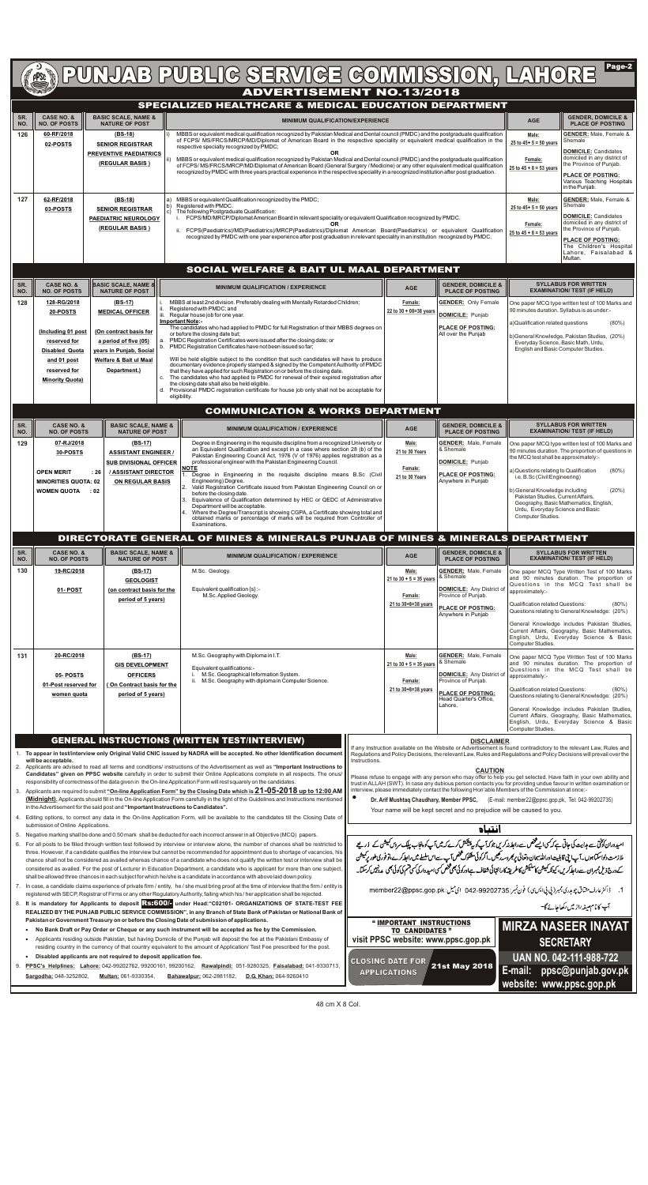# PUNJAB PUBLIC SERVICE COMMISSION, LAHORE

## ADVERTISEMENT NO.13/2018

### SPECIALIZED HEALTHCARE & MEDICAL EDUCATION DEPARTMENT

| SR. NO. | CASE NO. & NO. OF POSTS | BASIC SCALE, NAME & NATURE OF POST | MINIMUM QUALIFICATION/EXPERIENCE | AGE | GENDER, DOMICILE & PLACE OF POSTING |
|---|---|---|---|---|---|
| 126 | 60-RF/2018 02-POSTS | (BS-18) SENIOR REGISTRAR PREVENTIVE PAEDIATRICS (REGULAR BASIS) | i) MBBS or equivalent medical qualification recognized by Pakistan Medical and Dental council (PMDC) and the postgraduate qualification of FCPS/ MS/FRCS/MRCP/MD/Diplomat of American Board in the respective speciality or equivalent medical qualification in the respective specialty recognized by PMDC; OR ii) MBBS or equivalent medical qualification recognized by Pakistan Medical and Dental council (PMDC) and the postgraduate qualification of FCPS/ MS/FRCS/MRCP/MD/Diplomat of American Board (General Surgery / Medicine) or any other equivalent medical qualification recognized by PMDC with three years practical experience in the respective speciality in a recognized institution after post graduation. | Male: 25 to 45+ 5 = 50 years Female: 25 to 45 + 8 = 53 years | GENDER: Male, Female & Shemale DOMICILE: Candidates domiciled in any district of the Province of Punjab. PLACE OF POSTING: Various Teaching Hospitals in the Punjab. |
| 127 | 62-RF/2018 03-POSTS | (BS-18) SENIOR REGISTRAR PAEDIATRIC NEUROLOGY (REGULAR BASIS) | a) MBBS or equivalent Qualification recognized by the PMDC; b) Registered with PMDC. c) The following Postgraduate Qualification: i. FCPS/MD/MRCP/Diplomat American Board in relevant speciality or equivalent Qualification recognized by PMDC. OR ii. FCPS(Paediatrics)/MD(Paediatrics)/MRCP(Paediatrics)/Diplomat American Board(Paediatrics) or equivalent Qualification recognized by PMDC with one year experience after post graduation in relevant speciality in an institution recognized by PMDC. | Male: 25 to 45+ 5 = 50 years Female: 25 to 45 + 8 = 53 years | GENDER: Male, Female & Shemale DOMICILE: Candidates domiciled in any district of the Province of Punjab. PLACE OF POSTING: The Children's Hospital Lahore, Faisalabad & Multan. |

### SOCIAL WELFARE & BAIT UL MAAL DEPARTMENT

| SR. NO. | CASE NO. & NO. OF POSTS | BASIC SCALE, NAME & NATURE OF POST | MINIMUM QUALIFICATION / EXPERIENCE | AGE | GENDER, DOMICILE & PLACE OF POSTING | SYLLABUS FOR WRITTEN EXAMINATION/ TEST (IF HELD) |
|---|---|---|---|---|---|---|
| 128 | 128-RG/2018 20-POSTS (Including 01 post reserved for Disabled Quota and 01 post reserved for Minority Quota) | (BS-17) MEDICAL OFFICER (On contract basis for a period of five (05) years in Punjab, Social Welfare & Bait ul Maal Department.) | i. MBBS at least 2nd division. Preferably dealing with Mentally Retarded Children; ii. Registered with PMDC; and iii. Regular house job for one year. Important Note:- The candidates who had applied to PMDC for Full Registration of their MBBS degrees on or before the closing date but; a. PMDC Registration Certificates were issued after the closing date; or b. PMDC Registration Certificates have not been issued so far; Will be held eligible subject to the condition that such candidates will have to produce documentary evidence properly stamped & signed by the Competent Authority of PMDC that they have applied for such Registration on or before the closing date. c. The candidates who had applied to PMDC for renewal of their expired registration after the closing date shall also be held eligible. d. Provisional PMDC registration certificate for house job only shall not be acceptable for eligibility. | Female: 22 to 30 + 08=38 years | GENDER: Only Female DOMICILE: Punjab PLACE OF POSTING: All over the Punjab | One paper MCQ type written test of 100 Marks and 90 minutes duration. Syllabus is as under:- a) Qualification related questions (80%) b) General Knowledge, Pakistan Studies, (20%) Everyday Science, Basic Math, Urdu, English and Basic Computer Studies. |

### COMMUNICATION & WORKS DEPARTMENT

| SR. NO. | CASE NO. & NO. OF POSTS | BASIC SCALE, NAME & NATURE OF POST | MINIMUM QUALIFICATION / EXPERIENCE | AGE | GENDER, DOMICILE & PLACE OF POSTING | SYLLABUS FOR WRITTEN EXAMINATION/ TEST (IF HELD) |
|---|---|---|---|---|---|---|
| 129 | 07-RJ/2018 30-POSTS OPEN MERIT : 26 MINORITIES QUOTA: 02 WOMEN QUOTA : 02 | (BS-17) ASSISTANT ENGINEER / SUB DIVISIONAL OFFICER / ASSISTANT DIRECTOR ON REGULAR BASIS | Degree in Engineering in the requisite discipline from a recognized University or an Equivalent Qualification and except in a case where section 28 (b) of the Pakistan Engineering Council Act, 1976 (V of 1976) applies registration as a professional engineer with the Pakistan Engineering Council. NOTE 1. Degree in Engineering in the requisite discipline means B.Sc (Civil Engineering) Degree. 2. Valid Registration Certificate issued from Pakistan Engineering Council on or before the closing date. 3. Equivalence of Qualification determined by HEC or QEDC of Administrative Department will be acceptable. 4. Where the Degree/Transcript is showing CGPA, a Certificate showing total and obtained marks or percentage of marks will be required from Controller of Examinations. | Male: 21 to 30 Years Female: 21 to 30 Years | GENDER: Male, Female & Shemale DOMICILE: Punjab PLACE OF POSTING: Anywhere in Punjab | One paper MCQ type written test of 100 Marks and 90 minutes duration. The proportion of questions in the MCQ test shall be approximately:- a) Questions relating to Qualification (80%) i.e. B.Sc (Civil Engineering) b) General Knowledge including (20%) Pakistan Studies, Current Affairs, Geography, Basic Mathematics, English, Urdu, Everyday Science and Basic Computer Studies. |

### DIRECTORATE GENERAL OF MINES & MINERALS PUNJAB OF MINES & MINERALS DEPARTMENT

| SR. NO. | CASE NO. & NO. OF POSTS | BASIC SCALE, NAME & NATURE OF POST | MINIMUM QUALIFICATION / EXPERIENCE | AGE | GENDER, DOMICILE & PLACE OF POSTING | SYLLABUS FOR WRITTEN EXAMINATION/ TEST (IF HELD) |
|---|---|---|---|---|---|---|
| 130 | 19-RC/2018 01- POST | (BS-17) GEOLOGIST (on contract basis for the period of 5 years) | M.Sc. Geology. Equivalent qualification(s):- M.Sc. Applied Geology. | Male: 21 to 30 + 5 = 35 years Female: 21 to 30+8=38 years | GENDER: Male, Female & Shemale DOMICILE: Any District of Province of Punjab. PLACE OF POSTING: Anywhere in Punjab | One paper MCQ Type Written Test of 100 Marks and 90 minutes duration. The proportion of Questions in the MCQ Test shall be approximately:- Qualification related Questions: (80%) Questions relating to General Knowledge: (20%) General Knowledge includes Pakistan Studies, Current Affairs, Geography, Basic Mathematics, English, Urdu, Everyday Science & Basic Computer Studies. |
| 131 | 20-RC/2018 05- POSTS 01-Post reserved for women quota | (BS-17) GIS DEVELOPMENT OFFICERS (On Contract basis for the period of 5 years) | M.Sc. Geography with Diploma in I.T. Equivalent qualifications:- i. M.Sc. Geographical Information System. ii. M.Sc. Geography with diploma in Computer Science. | Male: 21 to 30 + 5 = 35 years Female: 21 to 30+8=38 years | GENDER: Male, Female & Shemale DOMICILE: Any District of Province of Punjab. PLACE OF POSTING: Head Quarter's Office, Lahore. | One paper MCQ Type Written Test of 100 Marks and 90 minutes duration. The proportion of Questions in the MCQ Test shall be approximately:- Qualification related Questions: (80%) Questions relating to General Knowledge: (20%) General Knowledge includes Pakistan Studies, Current Affairs, Geography, Basic Mathematics, English, Urdu, Everyday Science & Basic Computer Studies. |

### GENERAL INSTRUCTIONS (WRITTEN TEST/INTERVIEW)

1. **To appear in test/interview only Original Valid CNIC issued by NADRA will be accepted. No other Identification document will be acceptable.**
2. Applicants are advised to read all terms and conditions/ instructions of the Advertisement as well as **"Important Instructions to Candidates" given on PPSC website** carefully in order to submit their Online Applications complete in all respects. The onus/ responsibility of correctness of the data given in the On-line Application Form will rest squarely on the candidates.
3. Applicants are required to submit **"On-line Application Form" by the Closing Date which is 21-05-2018 up to 12:00 AM (Midnight).** Applicants should fill in the On-line Application Form carefully in the light of the Guidelines and Instructions mentioned in the Advertisement for the said post and **"Important Instructions to Candidates".**
4. Editing options, to correct any data in the On-line Application Form, will be available to the candidates till the Closing Date of submission of Online Applications.
5. Negative marking shall be done and 0.50 mark shall be deducted for each incorrect answer in all Objective (MCQ) papers.
6. For all posts to be filled through written test followed by interview or interview alone, the number of chances shall be restricted to three. However, if a candidate qualifies the interview but cannot be recommended for appointment due to shortage of vacancies, his chance shall not be considered as availed whereas chance of a candidate who does not qualify the written test or interview shall be considered as availed. For the post of Lecturer in Education Department, a candidate who is applicant for more than one subject, shall be allowed three chances in each subject for which he/she is a candidate in accordance with above laid down policy.
7. In case, a candidate claims experience of private firm / entity, he / she must bring proof at the time of interview that the firm / entity is registered with SECP, Registrar of Firms or any other Regulatory Authority, failing which his / her application shall be rejected.
8. **It is mandatory for Applicants to deposit Rs:600/- under Head:-"C02101- ORGANIZATIONS OF STATE-TEST FEE REALIZED BY THE PUNJAB PUBLIC SERVICE COMMISSION", in any Branch of State Bank of Pakistan or National Bank of Pakistan or Government Treasury on or before the Closing Date of submission of applications.**
   - **No Bank Draft or Pay Order or Cheque or any such instrument will be accepted as fee by the Commission.**
   - Applicants residing outside Pakistan, but having Domicile of the Punjab will deposit the fee at the Pakistani Embassy of residing country in the currency of that country equivalent to the amount of Application/ Test Fee prescribed for the post.
   - **Disabled applicants are not required to deposit application fee.**
9. **PPSC's Helplines: Lahore:** 042-99202762, 99200161, 99200162, **Rawalpindi:** 051-9280325, **Faisalabad:** 041-9330713, **Sargodha:** 048-3252802, **Multan:** 061-9330354, **Bahawalpur:** 062-2881182, **D.G. Khan:** 064-9260410

### DISCLAIMER

If any Instruction available on the Website or Advertisement is found contradictory to the relevant Law, Rules and Regulations and Policy Decisions, the relevant Law, Rules and Regulations and Policy Decisions will prevail over the Instructions.

### CAUTION

Please refuse to engage with any person who may offer to help you get selected. Have faith in your own ability and trust in ALLAH (SWT). In case any dubious person contacts you for providing undue favour in written examination or interview, please immediately contact the following Hon'able Members of the Commission at once:-

- **Dr. Arif Mushtaq Chaudhary, Member PPSC,** (E-mail: member22@ppsc.gop.pk, Tel: 042-99202735)

Your name will be kept secret and no prejudice will be caused to you.

### انتباہ

امیدواران کوتنبیہ کی جاتی ہے کہ کسی ایسے شخص سے رابطہ نہ کریں جو کہ آپ کو پنجاب پبلک سروس کمیشن کے ذریعے ملازمت دلوانے کا دعویٰ کرے۔ آپ اپنی قابلیت اور اللہ تعالیٰ پر بھروسہ رکھیں۔ اگر کوئی مشکوک شخص آپ سے اس سلسلے میں رابطہ کرے تو فوری طور پر کمیشن کے درج ذیل ممبران سے رابطہ کریں۔ کیونکہ کمیشن کو سفارش کا طریقہ کار اپنانے کی شکایت ہے اور کوئی بھی شخص کسی امیدوار کی کسی قسم کی کوئی بھی مدد نہیں کرسکتا۔

1. ڈاکٹر عارف مشتاق چوہدری، ممبر (پی پی ایس سی) فون نمبر: 042-99202735 ای میل: member22@ppsc.gop.pk

آپ کا نام صیغہ راز میں رکھا جائے گا۔

**"IMPORTANT INSTRUCTIONS TO CANDIDATES"**
**visit PPSC website: www.ppsc.gop.pk**

**CLOSING DATE FOR APPLICATIONS: 21st May 2018**

**MIRZA NASEER INAYAT**
**SECRETARY**
**UAN NO. 042-111-988-722**
**E-mail: ppsc@punjab.gov.pk**
**website: www.ppsc.gop.pk**

48 cm X 8 Col.